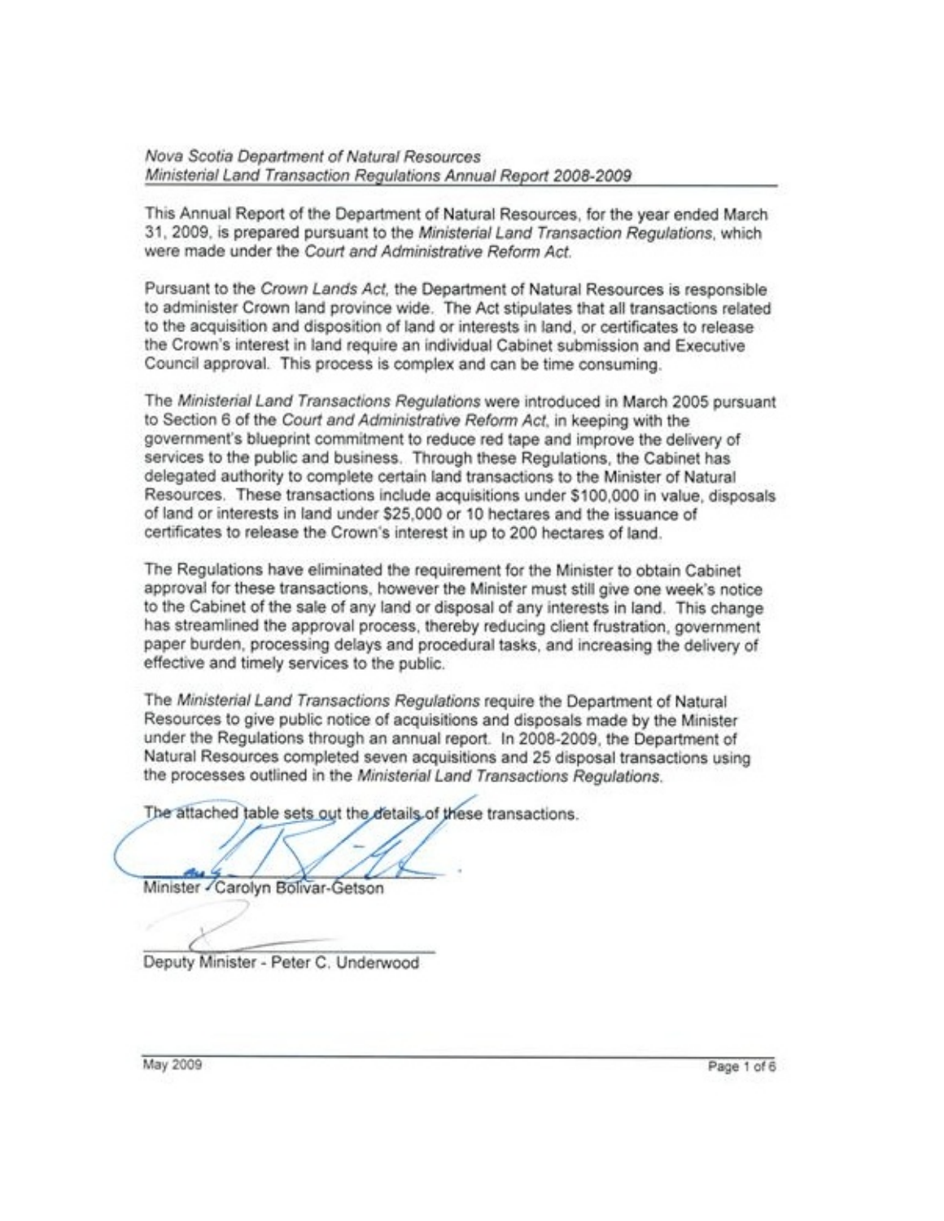*Nova Scotia Department of Natural Resources*
*Ministerial Land Transaction Regulations Annual Report 2008-2009*

This Annual Report of the Department of Natural Resources, for the year ended March 31, 2009, is prepared pursuant to the *Ministerial Land Transaction Regulations*, which were made under the *Court and Administrative Reform Act.*

Pursuant to the *Crown Lands Act*, the Department of Natural Resources is responsible to administer Crown land province wide. The Act stipulates that all transactions related to the acquisition and disposition of land or interests in land, or certificates to release the Crown's interest in land require an individual Cabinet submission and Executive Council approval. This process is complex and can be time consuming.

The *Ministerial Land Transactions Regulations* were introduced in March 2005 pursuant to Section 6 of the *Court and Administrative Reform Act*, in keeping with the government's blueprint commitment to reduce red tape and improve the delivery of services to the public and business. Through these Regulations, the Cabinet has delegated authority to complete certain land transactions to the Minister of Natural Resources. These transactions include acquisitions under $100,000 in value, disposals of land or interests in land under $25,000 or 10 hectares and the issuance of certificates to release the Crown's interest in up to 200 hectares of land.

The Regulations have eliminated the requirement for the Minister to obtain Cabinet approval for these transactions, however the Minister must still give one week's notice to the Cabinet of the sale of any land or disposal of any interests in land. This change has streamlined the approval process, thereby reducing client frustration, government paper burden, processing delays and procedural tasks, and increasing the delivery of effective and timely services to the public.

The *Ministerial Land Transactions Regulations* require the Department of Natural Resources to give public notice of acquisitions and disposals made by the Minister under the Regulations through an annual report. In 2008-2009, the Department of Natural Resources completed seven acquisitions and 25 disposal transactions using the processes outlined in the *Ministerial Land Transactions Regulations.*

The attached table sets out the details of these transactions.

Minister - Carolyn Bolivar-Getson

Deputy Minister - Peter C. Underwood

May 2009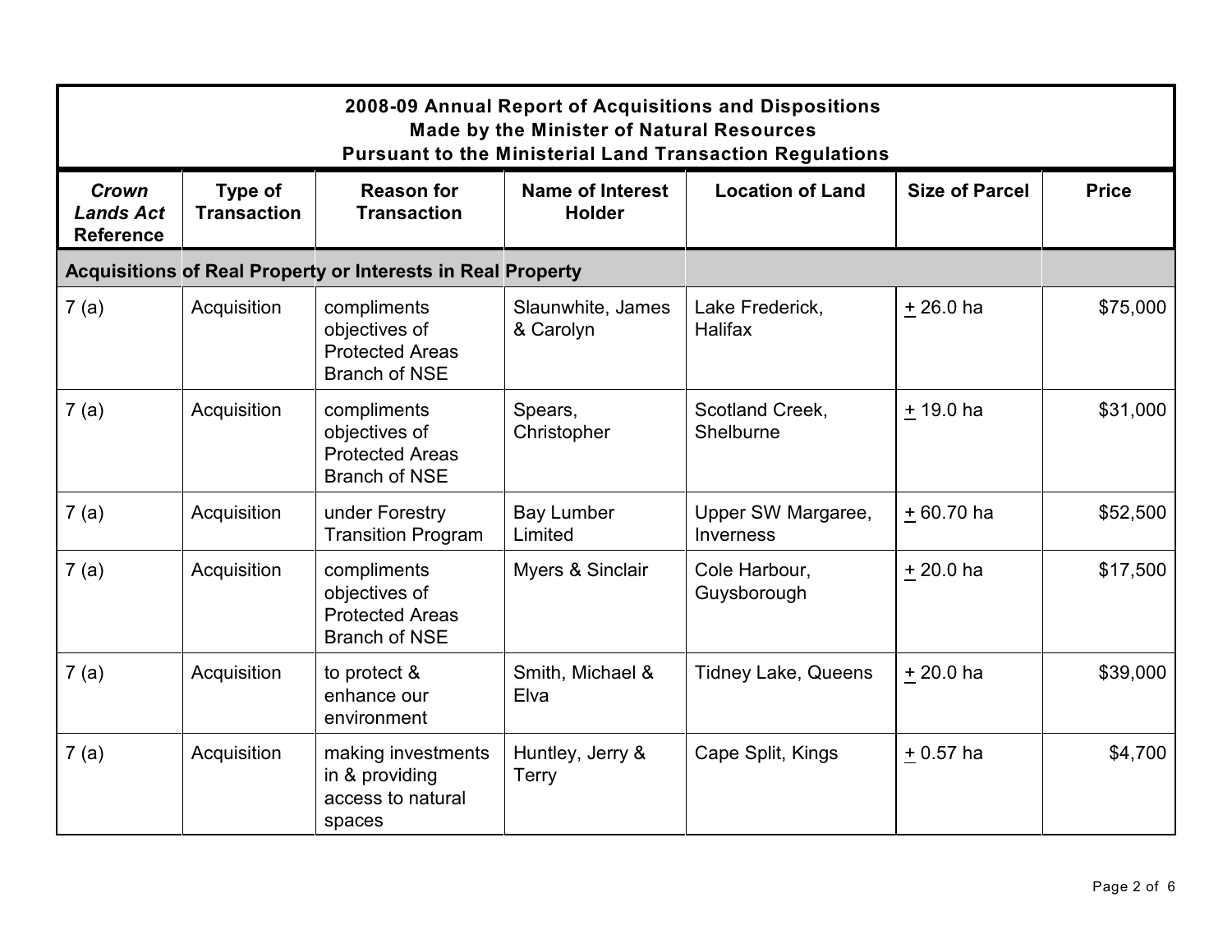| 2008-09 Annual Report of Acquisitions and Dispositions Made by the Minister of Natural Resources Pursuant to the Ministerial Land Transaction Regulations | | | | | | |
|---|---|---|---|---|---|---|
| ***Crown Lands Act*** **Reference** | **Type of Transaction** | **Reason for Transaction** | **Name of Interest Holder** | **Location of Land** | **Size of Parcel** | **Price** |
| **Acquisitions of Real Property or Interests in Real Property** | | | | | | |
| 7 (a) | Acquisition | compliments objectives of Protected Areas Branch of NSE | Slaunwhite, James & Carolyn | Lake Frederick, Halifax | ± 26.0 ha | $75,000 |
| 7 (a) | Acquisition | compliments objectives of Protected Areas Branch of NSE | Spears, Christopher | Scotland Creek, Shelburne | ± 19.0 ha | $31,000 |
| 7 (a) | Acquisition | under Forestry Transition Program | Bay Lumber Limited | Upper SW Margaree, Inverness | ± 60.70 ha | $52,500 |
| 7 (a) | Acquisition | compliments objectives of Protected Areas Branch of NSE | Myers & Sinclair | Cole Harbour, Guysborough | ± 20.0 ha | $17,500 |
| 7 (a) | Acquisition | to protect & enhance our environment | Smith, Michael & Elva | Tidney Lake, Queens | ± 20.0 ha | $39,000 |
| 7 (a) | Acquisition | making investments in & providing access to natural spaces | Huntley, Jerry & Terry | Cape Split, Kings | ± 0.57 ha | $4,700 |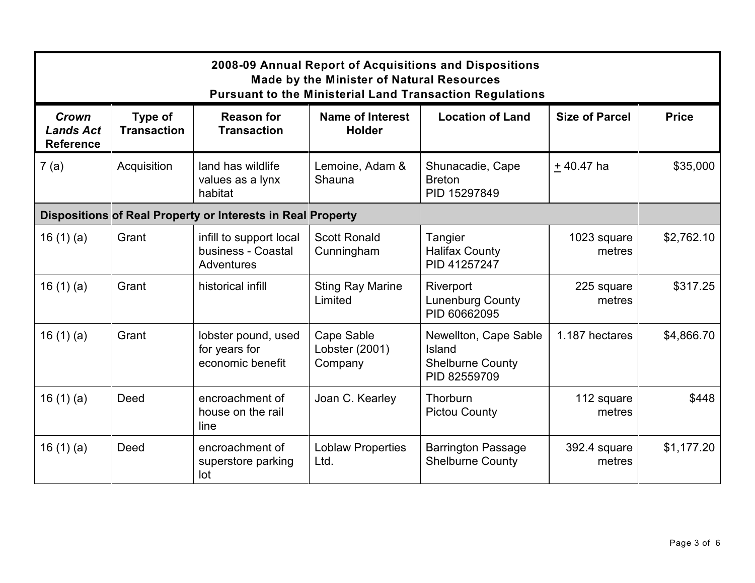| 2008-09 Annual Report of Acquisitions and Dispositions Made by the Minister of Natural Resources Pursuant to the Ministerial Land Transaction Regulations | | | | | | |
|---|---|---|---|---|---|---|
| ***Crown Lands Act* Reference** | **Type of Transaction** | **Reason for Transaction** | **Name of Interest Holder** | **Location of Land** | **Size of Parcel** | **Price** |
| 7 (a) | Acquisition | land has wildlife values as a lynx habitat | Lemoine, Adam & Shauna | Shunacadie, Cape Breton PID 15297849 | ± 40.47 ha | $35,000 |
| **Dispositions of Real Property or Interests in Real Property** | | | | | | |
| 16 (1) (a) | Grant | infill to support local business - Coastal Adventures | Scott Ronald Cunningham | Tangier Halifax County PID 41257247 | 1023 square metres | $2,762.10 |
| 16 (1) (a) | Grant | historical infill | Sting Ray Marine Limited | Riverport Lunenburg County PID 60662095 | 225 square metres | $317.25 |
| 16 (1) (a) | Grant | lobster pound, used for years for economic benefit | Cape Sable Lobster (2001) Company | Newellton, Cape Sable Island Shelburne County PID 82559709 | 1.187 hectares | $4,866.70 |
| 16 (1) (a) | Deed | encroachment of house on the rail line | Joan C. Kearley | Thorburn Pictou County | 112 square metres | $448 |
| 16 (1) (a) | Deed | encroachment of superstore parking lot | Loblaw Properties Ltd. | Barrington Passage Shelburne County | 392.4 square metres | $1,177.20 |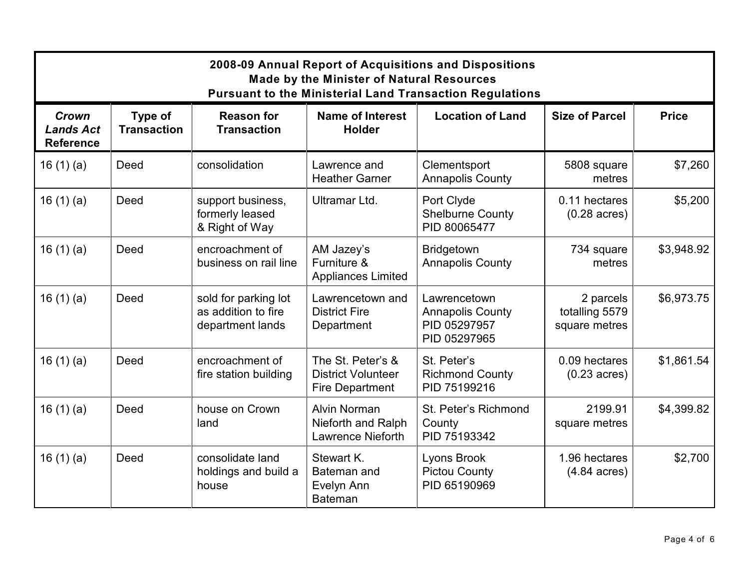| 2008-09 Annual Report of Acquisitions and Dispositions Made by the Minister of Natural Resources Pursuant to the Ministerial Land Transaction Regulations | | | | | | |
|---|---|---|---|---|---|---|
| ***Crown Lands Act* Reference** | **Type of Transaction** | **Reason for Transaction** | **Name of Interest Holder** | **Location of Land** | **Size of Parcel** | **Price** |
| 16 (1) (a) | Deed | consolidation | Lawrence and Heather Garner | Clementsport Annapolis County | 5808 square metres | $7,260 |
| 16 (1) (a) | Deed | support business, formerly leased & Right of Way | Ultramar Ltd. | Port Clyde Shelburne County PID 80065477 | 0.11 hectares (0.28 acres) | $5,200 |
| 16 (1) (a) | Deed | encroachment of business on rail line | AM Jazey's Furniture & Appliances Limited | Bridgetown Annapolis County | 734 square metres | $3,948.92 |
| 16 (1) (a) | Deed | sold for parking lot as addition to fire department lands | Lawrencetown and District Fire Department | Lawrencetown Annapolis County PID 05297957 PID 05297965 | 2 parcels totalling 5579 square metres | $6,973.75 |
| 16 (1) (a) | Deed | encroachment of fire station building | The St. Peter's & District Volunteer Fire Department | St. Peter's Richmond County PID 75199216 | 0.09 hectares (0.23 acres) | $1,861.54 |
| 16 (1) (a) | Deed | house on Crown land | Alvin Norman Nieforth and Ralph Lawrence Nieforth | St. Peter's Richmond County PID 75193342 | 2199.91 square metres | $4,399.82 |
| 16 (1) (a) | Deed | consolidate land holdings and build a house | Stewart K. Bateman and Evelyn Ann Bateman | Lyons Brook Pictou County PID 65190969 | 1.96 hectares (4.84 acres) | $2,700 |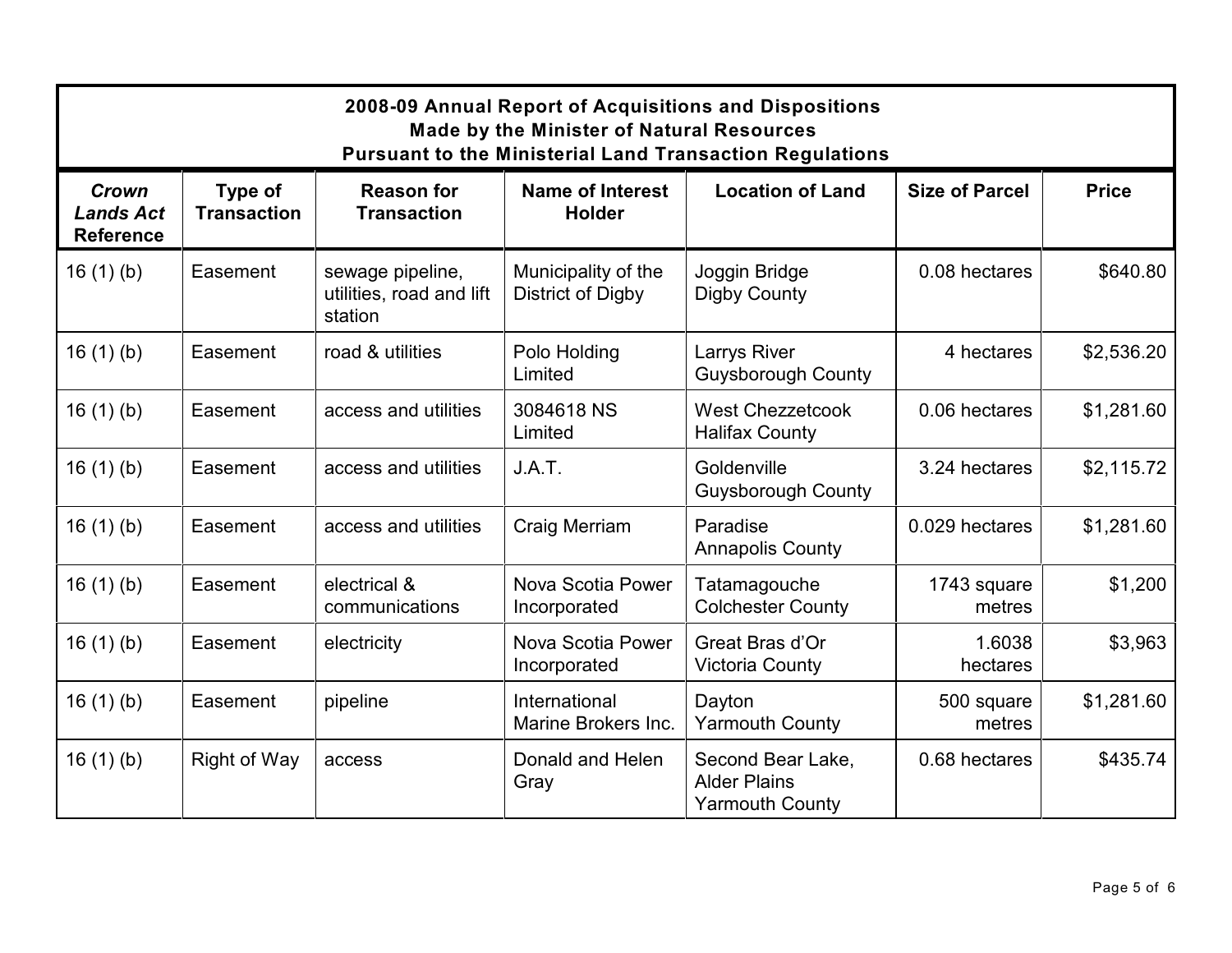**2008-09 Annual Report of Acquisitions and Dispositions**
**Made by the Minister of Natural Resources**
**Pursuant to the Ministerial Land Transaction Regulations**

| ***Crown Lands Act* Reference** | **Type of Transaction** | **Reason for Transaction** | **Name of Interest Holder** | **Location of Land** | **Size of Parcel** | **Price** |
|---|---|---|---|---|---|---|
| 16 (1) (b) | Easement | sewage pipeline, utilities, road and lift station | Municipality of the District of Digby | Joggin Bridge Digby County | 0.08 hectares | $640.80 |
| 16 (1) (b) | Easement | road & utilities | Polo Holding Limited | Larrys River Guysborough County | 4 hectares | $2,536.20 |
| 16 (1) (b) | Easement | access and utilities | 3084618 NS Limited | West Chezzetcook Halifax County | 0.06 hectares | $1,281.60 |
| 16 (1) (b) | Easement | access and utilities | J.A.T. | Goldenville Guysborough County | 3.24 hectares | $2,115.72 |
| 16 (1) (b) | Easement | access and utilities | Craig Merriam | Paradise Annapolis County | 0.029 hectares | $1,281.60 |
| 16 (1) (b) | Easement | electrical & communications | Nova Scotia Power Incorporated | Tatamagouche Colchester County | 1743 square metres | $1,200 |
| 16 (1) (b) | Easement | electricity | Nova Scotia Power Incorporated | Great Bras d'Or Victoria County | 1.6038 hectares | $3,963 |
| 16 (1) (b) | Easement | pipeline | International Marine Brokers Inc. | Dayton Yarmouth County | 500 square metres | $1,281.60 |
| 16 (1) (b) | Right of Way | access | Donald and Helen Gray | Second Bear Lake, Alder Plains Yarmouth County | 0.68 hectares | $435.74 |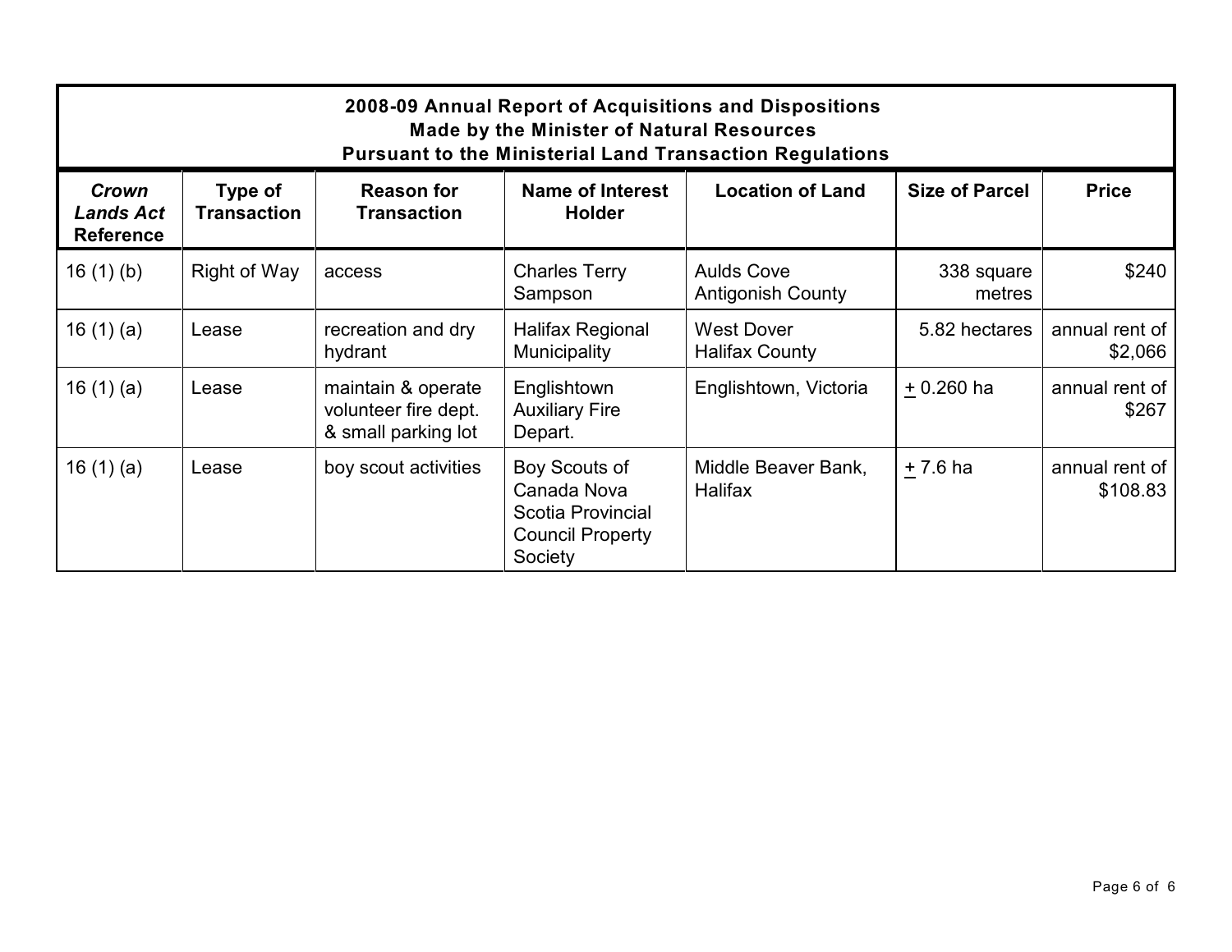**2008-09 Annual Report of Acquisitions and Dispositions Made by the Minister of Natural Resources Pursuant to the Ministerial Land Transaction Regulations**

| ***Crown Lands Act* Reference** | **Type of Transaction** | **Reason for Transaction** | **Name of Interest Holder** | **Location of Land** | **Size of Parcel** | **Price** |
|---|---|---|---|---|---|---|
| 16 (1) (b) | Right of Way | access | Charles Terry Sampson | Aulds Cove Antigonish County | 338 square metres | $240 |
| 16 (1) (a) | Lease | recreation and dry hydrant | Halifax Regional Municipality | West Dover Halifax County | 5.82 hectares | annual rent of $2,066 |
| 16 (1) (a) | Lease | maintain & operate volunteer fire dept. & small parking lot | Englishtown Auxiliary Fire Depart. | Englishtown, Victoria | ± 0.260 ha | annual rent of $267 |
| 16 (1) (a) | Lease | boy scout activities | Boy Scouts of Canada Nova Scotia Provincial Council Property Society | Middle Beaver Bank, Halifax | ± 7.6 ha | annual rent of $108.83 |